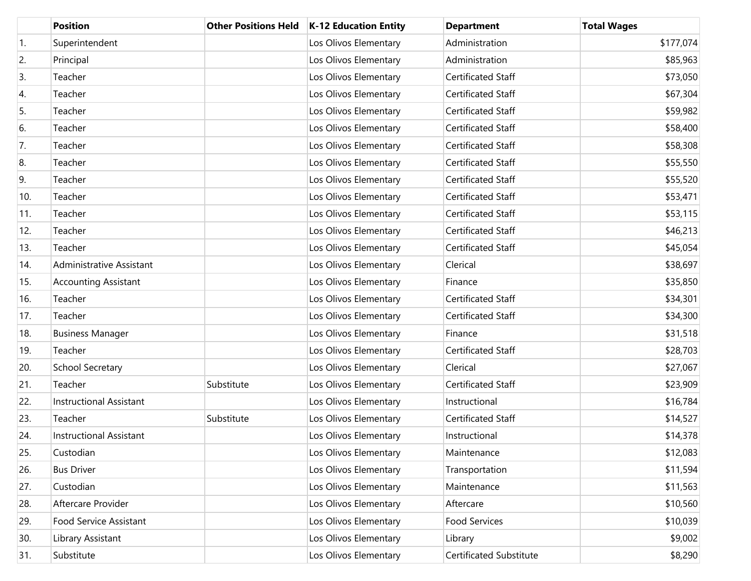| | Position | Other Positions Held | K-12 Education Entity | Department | Total Wages |
|---|---|---|---|---|---|
| 1. | Superintendent | | Los Olivos Elementary | Administration | $177,074 |
| 2. | Principal | | Los Olivos Elementary | Administration | $85,963 |
| 3. | Teacher | | Los Olivos Elementary | Certificated Staff | $73,050 |
| 4. | Teacher | | Los Olivos Elementary | Certificated Staff | $67,304 |
| 5. | Teacher | | Los Olivos Elementary | Certificated Staff | $59,982 |
| 6. | Teacher | | Los Olivos Elementary | Certificated Staff | $58,400 |
| 7. | Teacher | | Los Olivos Elementary | Certificated Staff | $58,308 |
| 8. | Teacher | | Los Olivos Elementary | Certificated Staff | $55,550 |
| 9. | Teacher | | Los Olivos Elementary | Certificated Staff | $55,520 |
| 10. | Teacher | | Los Olivos Elementary | Certificated Staff | $53,471 |
| 11. | Teacher | | Los Olivos Elementary | Certificated Staff | $53,115 |
| 12. | Teacher | | Los Olivos Elementary | Certificated Staff | $46,213 |
| 13. | Teacher | | Los Olivos Elementary | Certificated Staff | $45,054 |
| 14. | Administrative Assistant | | Los Olivos Elementary | Clerical | $38,697 |
| 15. | Accounting Assistant | | Los Olivos Elementary | Finance | $35,850 |
| 16. | Teacher | | Los Olivos Elementary | Certificated Staff | $34,301 |
| 17. | Teacher | | Los Olivos Elementary | Certificated Staff | $34,300 |
| 18. | Business Manager | | Los Olivos Elementary | Finance | $31,518 |
| 19. | Teacher | | Los Olivos Elementary | Certificated Staff | $28,703 |
| 20. | School Secretary | | Los Olivos Elementary | Clerical | $27,067 |
| 21. | Teacher | Substitute | Los Olivos Elementary | Certificated Staff | $23,909 |
| 22. | Instructional Assistant | | Los Olivos Elementary | Instructional | $16,784 |
| 23. | Teacher | Substitute | Los Olivos Elementary | Certificated Staff | $14,527 |
| 24. | Instructional Assistant | | Los Olivos Elementary | Instructional | $14,378 |
| 25. | Custodian | | Los Olivos Elementary | Maintenance | $12,083 |
| 26. | Bus Driver | | Los Olivos Elementary | Transportation | $11,594 |
| 27. | Custodian | | Los Olivos Elementary | Maintenance | $11,563 |
| 28. | Aftercare Provider | | Los Olivos Elementary | Aftercare | $10,560 |
| 29. | Food Service Assistant | | Los Olivos Elementary | Food Services | $10,039 |
| 30. | Library Assistant | | Los Olivos Elementary | Library | $9,002 |
| 31. | Substitute | | Los Olivos Elementary | Certificated Substitute | $8,290 |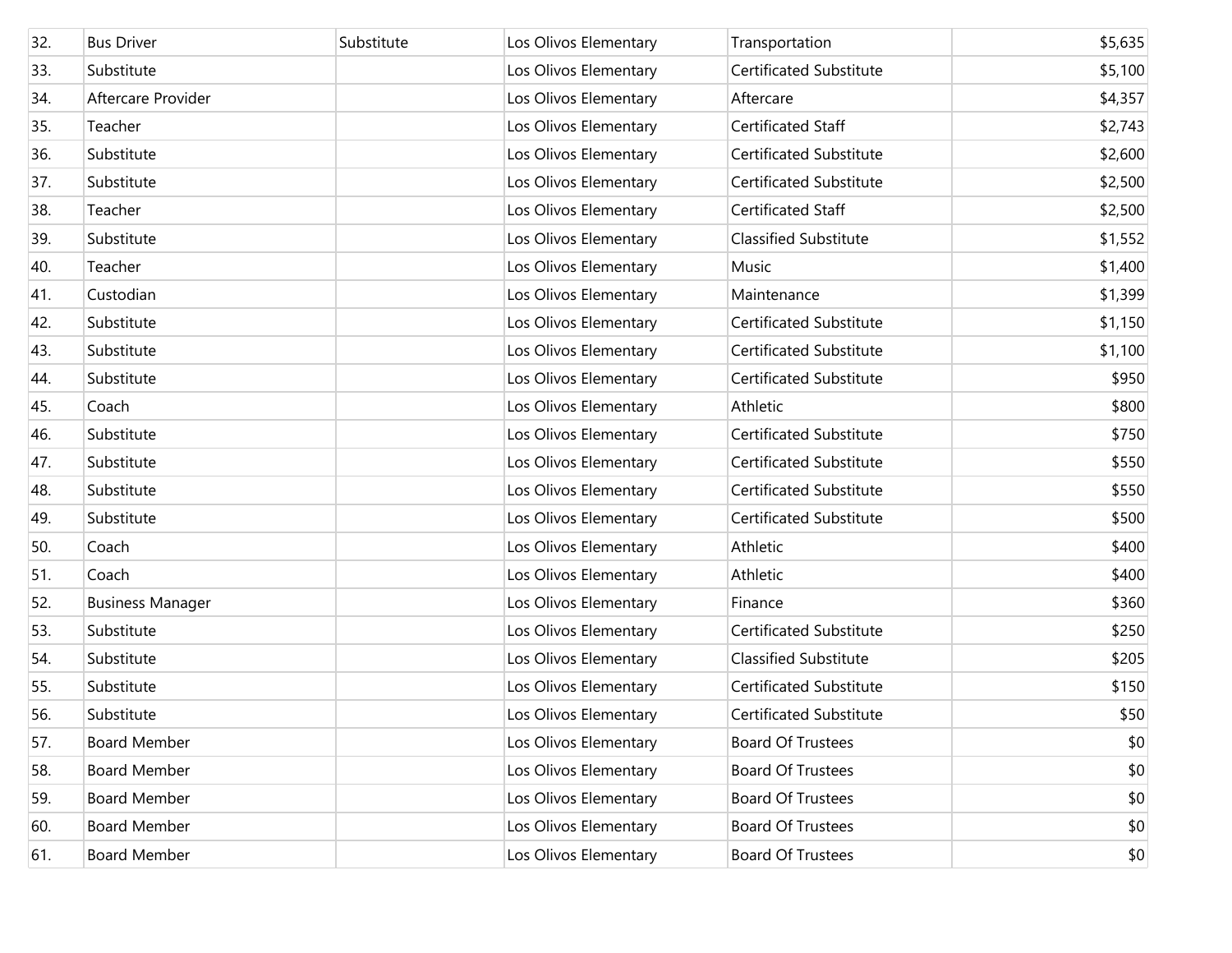| | | | | | |
|---|---|---|---|---|---|
| 32. | Bus Driver | Substitute | Los Olivos Elementary | Transportation | $5,635 |
| 33. | Substitute | | Los Olivos Elementary | Certificated Substitute | $5,100 |
| 34. | Aftercare Provider | | Los Olivos Elementary | Aftercare | $4,357 |
| 35. | Teacher | | Los Olivos Elementary | Certificated Staff | $2,743 |
| 36. | Substitute | | Los Olivos Elementary | Certificated Substitute | $2,600 |
| 37. | Substitute | | Los Olivos Elementary | Certificated Substitute | $2,500 |
| 38. | Teacher | | Los Olivos Elementary | Certificated Staff | $2,500 |
| 39. | Substitute | | Los Olivos Elementary | Classified Substitute | $1,552 |
| 40. | Teacher | | Los Olivos Elementary | Music | $1,400 |
| 41. | Custodian | | Los Olivos Elementary | Maintenance | $1,399 |
| 42. | Substitute | | Los Olivos Elementary | Certificated Substitute | $1,150 |
| 43. | Substitute | | Los Olivos Elementary | Certificated Substitute | $1,100 |
| 44. | Substitute | | Los Olivos Elementary | Certificated Substitute | $950 |
| 45. | Coach | | Los Olivos Elementary | Athletic | $800 |
| 46. | Substitute | | Los Olivos Elementary | Certificated Substitute | $750 |
| 47. | Substitute | | Los Olivos Elementary | Certificated Substitute | $550 |
| 48. | Substitute | | Los Olivos Elementary | Certificated Substitute | $550 |
| 49. | Substitute | | Los Olivos Elementary | Certificated Substitute | $500 |
| 50. | Coach | | Los Olivos Elementary | Athletic | $400 |
| 51. | Coach | | Los Olivos Elementary | Athletic | $400 |
| 52. | Business Manager | | Los Olivos Elementary | Finance | $360 |
| 53. | Substitute | | Los Olivos Elementary | Certificated Substitute | $250 |
| 54. | Substitute | | Los Olivos Elementary | Classified Substitute | $205 |
| 55. | Substitute | | Los Olivos Elementary | Certificated Substitute | $150 |
| 56. | Substitute | | Los Olivos Elementary | Certificated Substitute | $50 |
| 57. | Board Member | | Los Olivos Elementary | Board Of Trustees | $0 |
| 58. | Board Member | | Los Olivos Elementary | Board Of Trustees | $0 |
| 59. | Board Member | | Los Olivos Elementary | Board Of Trustees | $0 |
| 60. | Board Member | | Los Olivos Elementary | Board Of Trustees | $0 |
| 61. | Board Member | | Los Olivos Elementary | Board Of Trustees | $0 |